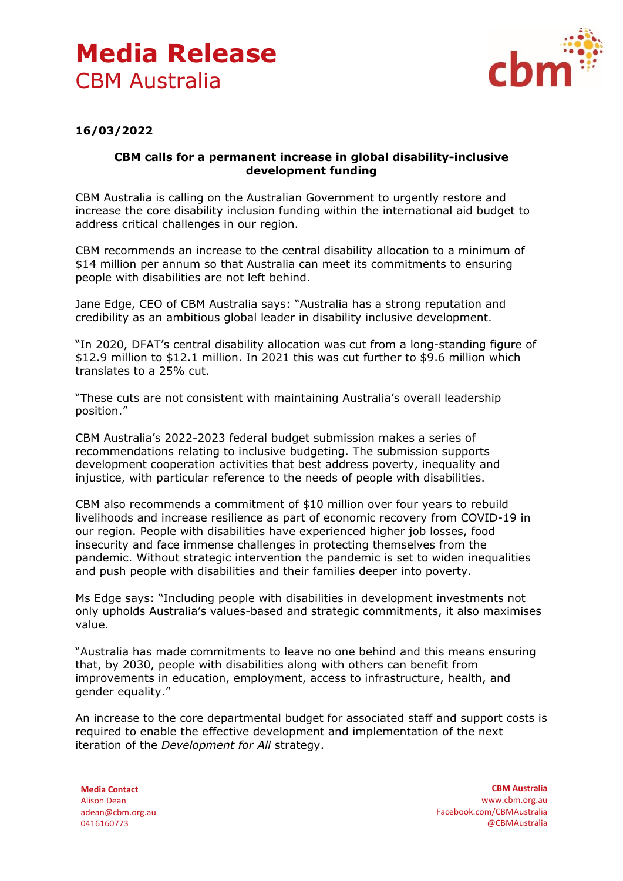# Media Release
CBM Australia

**16/03/2022**

**CBM calls for a permanent increase in global disability-inclusive development funding**

CBM Australia is calling on the Australian Government to urgently restore and increase the core disability inclusion funding within the international aid budget to address critical challenges in our region.

CBM recommends an increase to the central disability allocation to a minimum of $14 million per annum so that Australia can meet its commitments to ensuring people with disabilities are not left behind.

Jane Edge, CEO of CBM Australia says: "Australia has a strong reputation and credibility as an ambitious global leader in disability inclusive development.

"In 2020, DFAT's central disability allocation was cut from a long-standing figure of $12.9 million to $12.1 million. In 2021 this was cut further to $9.6 million which translates to a 25% cut.

"These cuts are not consistent with maintaining Australia's overall leadership position."

CBM Australia's 2022-2023 federal budget submission makes a series of recommendations relating to inclusive budgeting. The submission supports development cooperation activities that best address poverty, inequality and injustice, with particular reference to the needs of people with disabilities.

CBM also recommends a commitment of $10 million over four years to rebuild livelihoods and increase resilience as part of economic recovery from COVID-19 in our region. People with disabilities have experienced higher job losses, food insecurity and face immense challenges in protecting themselves from the pandemic. Without strategic intervention the pandemic is set to widen inequalities and push people with disabilities and their families deeper into poverty.

Ms Edge says: "Including people with disabilities in development investments not only upholds Australia's values-based and strategic commitments, it also maximises value.

"Australia has made commitments to leave no one behind and this means ensuring that, by 2030, people with disabilities along with others can benefit from improvements in education, employment, access to infrastructure, health, and gender equality."

An increase to the core departmental budget for associated staff and support costs is required to enable the effective development and implementation of the next iteration of the *Development for All* strategy.

**Media Contact**
Alison Dean
adean@cbm.org.au
0416160773

**CBM Australia**
www.cbm.org.au
Facebook.com/CBMAustralia
@CBMAustralia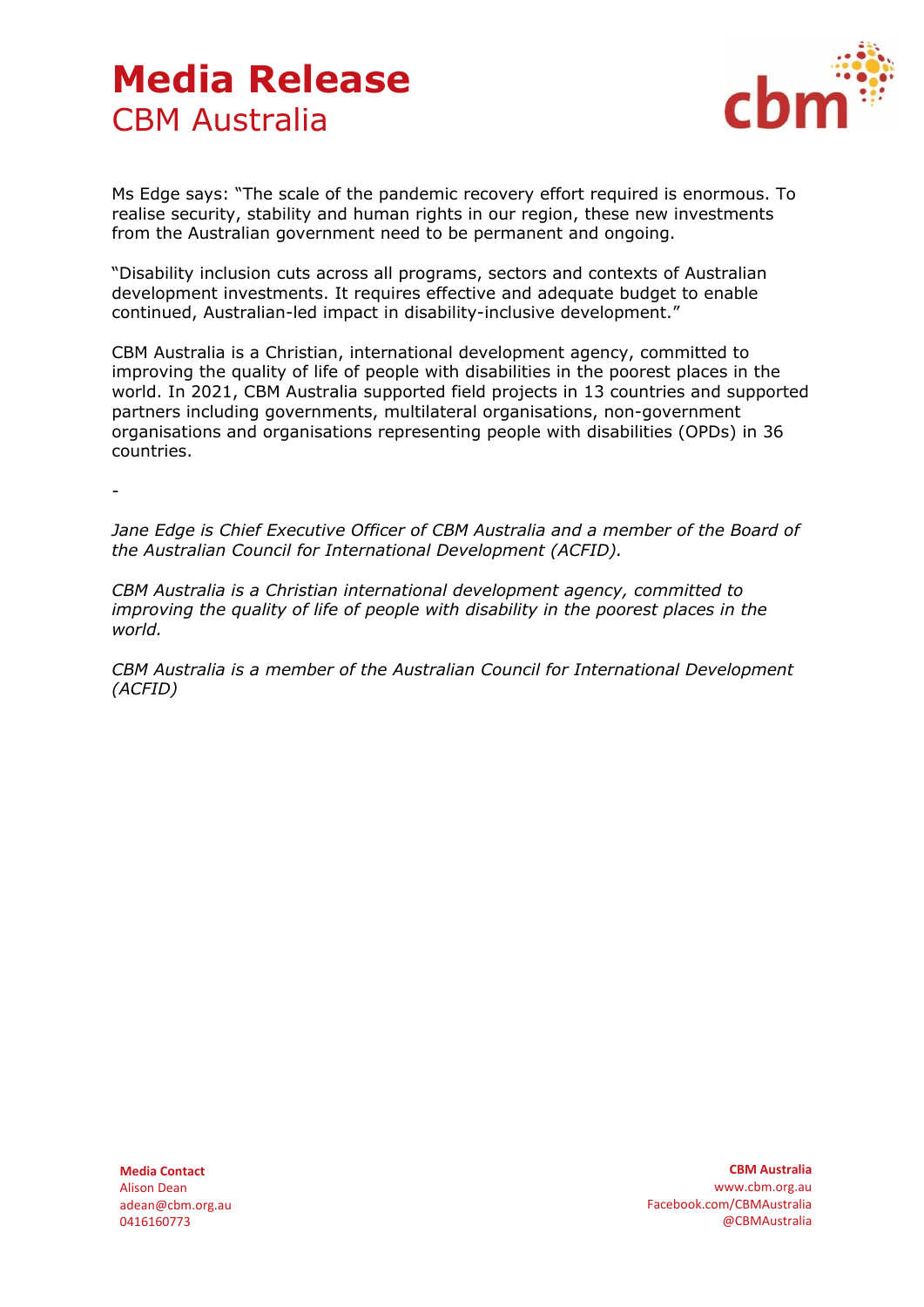Ms Edge says: "The scale of the pandemic recovery effort required is enormous. To realise security, stability and human rights in our region, these new investments from the Australian government need to be permanent and ongoing.

"Disability inclusion cuts across all programs, sectors and contexts of Australian development investments. It requires effective and adequate budget to enable continued, Australian-led impact in disability-inclusive development."

CBM Australia is a Christian, international development agency, committed to improving the quality of life of people with disabilities in the poorest places in the world. In 2021, CBM Australia supported field projects in 13 countries and supported partners including governments, multilateral organisations, non-government organisations and organisations representing people with disabilities (OPDs) in 36 countries.

-

*Jane Edge is Chief Executive Officer of CBM Australia and a member of the Board of the Australian Council for International Development (ACFID).*

*CBM Australia is a Christian international development agency, committed to improving the quality of life of people with disability in the poorest places in the world.*

*CBM Australia is a member of the Australian Council for International Development (ACFID)*

**Media Contact**
Alison Dean
adean@cbm.org.au
0416160773

**CBM Australia**
www.cbm.org.au
Facebook.com/CBMAustralia
@CBMAustralia